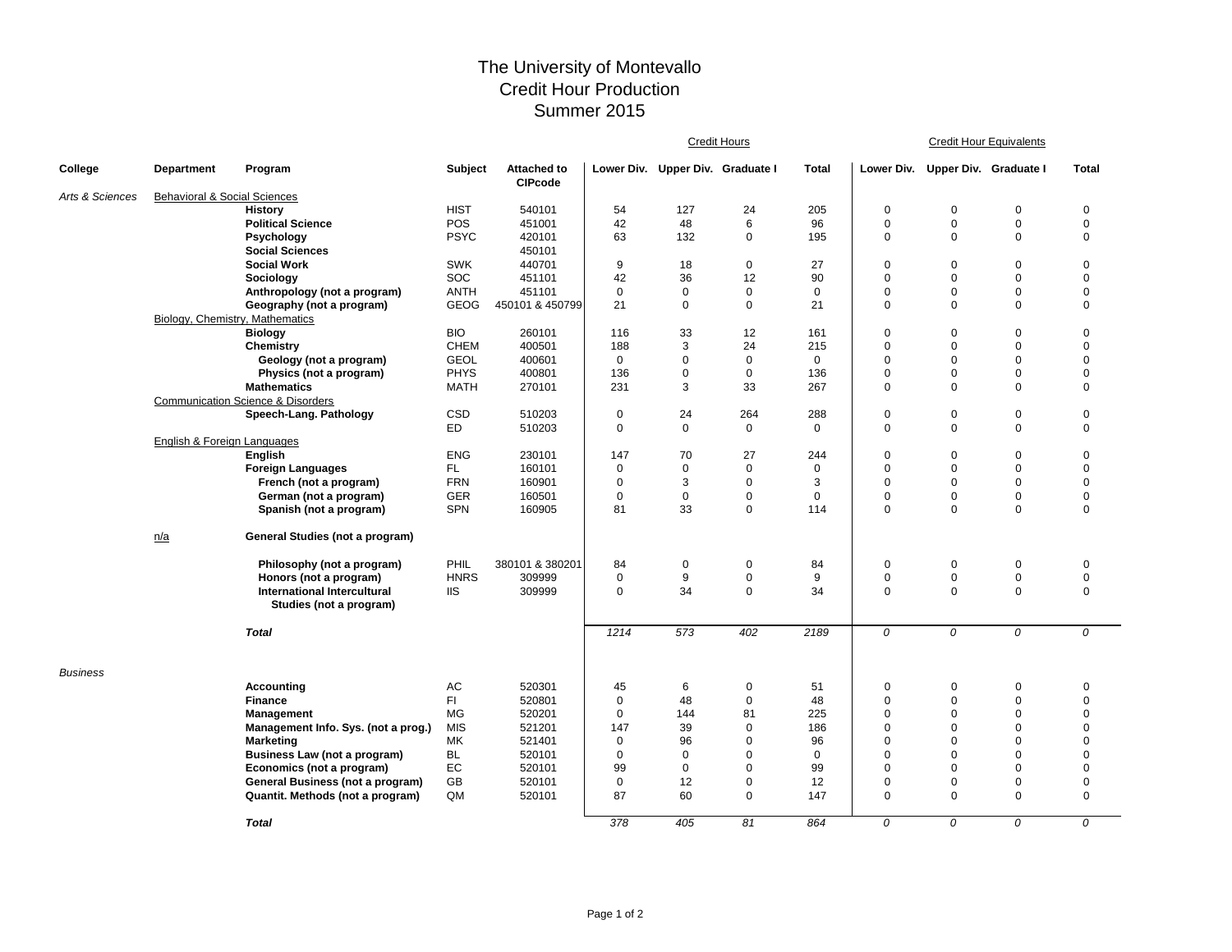# The University of Montevallo
## Credit Hour Production
## Summer 2015

| College | Department | Program | Subject | Attached to CIPcode | Credit Hours | | | | Credit Hour Equivalents | | | |
|---|---|---|---|---|---|---|---|---|---|---|---|---|
| | | | | | Lower Div. | Upper Div. | Graduate I | Total | Lower Div. | Upper Div. | Graduate I | Total |
| *Arts & Sciences* | Behavioral & Social Sciences | | | | | | | | | | | |
| | | **History** | HIST | 540101 | 54 | 127 | 24 | 205 | 0 | 0 | 0 | 0 |
| | | **Political Science** | POS | 451001 | 42 | 48 | 6 | 96 | 0 | 0 | 0 | 0 |
| | | **Psychology** | PSYC | 420101 | 63 | 132 | 0 | 195 | 0 | 0 | 0 | 0 |
| | | **Social Sciences** | | 450101 | | | | | | | | |
| | | **Social Work** | SWK | 440701 | 9 | 18 | 0 | 27 | 0 | 0 | 0 | 0 |
| | | **Sociology** | SOC | 451101 | 42 | 36 | 12 | 90 | 0 | 0 | 0 | 0 |
| | | **Anthropology (not a program)** | ANTH | 451101 | 0 | 0 | 0 | 0 | 0 | 0 | 0 | 0 |
| | | **Geography (not a program)** | GEOG | 450101 & 450799 | 21 | 0 | 0 | 21 | 0 | 0 | 0 | 0 |
| | Biology, Chemistry, Mathematics | | | | | | | | | | | |
| | | **Biology** | BIO | 260101 | 116 | 33 | 12 | 161 | 0 | 0 | 0 | 0 |
| | | **Chemistry** | CHEM | 400501 | 188 | 3 | 24 | 215 | 0 | 0 | 0 | 0 |
| | | **Geology (not a program)** | GEOL | 400601 | 0 | 0 | 0 | 0 | 0 | 0 | 0 | 0 |
| | | **Physics (not a program)** | PHYS | 400801 | 136 | 0 | 0 | 136 | 0 | 0 | 0 | 0 |
| | | **Mathematics** | MATH | 270101 | 231 | 3 | 33 | 267 | 0 | 0 | 0 | 0 |
| | Communication Science & Disorders | | | | | | | | | | | |
| | | **Speech-Lang. Pathology** | CSD | 510203 | 0 | 24 | 264 | 288 | 0 | 0 | 0 | 0 |
| | | | ED | 510203 | 0 | 0 | 0 | 0 | 0 | 0 | 0 | 0 |
| | English & Foreign Languages | | | | | | | | | | | |
| | | **English** | ENG | 230101 | 147 | 70 | 27 | 244 | 0 | 0 | 0 | 0 |
| | | **Foreign Languages** | FL | 160101 | 0 | 0 | 0 | 0 | 0 | 0 | 0 | 0 |
| | | **French (not a program)** | FRN | 160901 | 0 | 3 | 0 | 3 | 0 | 0 | 0 | 0 |
| | | **German (not a program)** | GER | 160501 | 0 | 0 | 0 | 0 | 0 | 0 | 0 | 0 |
| | | **Spanish (not a program)** | SPN | 160905 | 81 | 33 | 0 | 114 | 0 | 0 | 0 | 0 |
| | n/a | **General Studies (not a program)** | | | | | | | | | | |
| | | **Philosophy (not a program)** | PHIL | 380101 & 380201 | 84 | 0 | 0 | 84 | 0 | 0 | 0 | 0 |
| | | **Honors (not a program)** | HNRS | 309999 | 0 | 9 | 0 | 9 | 0 | 0 | 0 | 0 |
| | | **International Intercultural Studies (not a program)** | IIS | 309999 | 0 | 34 | 0 | 34 | 0 | 0 | 0 | 0 |
| | | ***Total*** | | | *1214* | *573* | *402* | *2189* | *0* | *0* | *0* | *0* |
| *Business* | | | | | | | | | | | | |
| | | **Accounting** | AC | 520301 | 45 | 6 | 0 | 51 | 0 | 0 | 0 | 0 |
| | | **Finance** | FI | 520801 | 0 | 48 | 0 | 48 | 0 | 0 | 0 | 0 |
| | | **Management** | MG | 520201 | 0 | 144 | 81 | 225 | 0 | 0 | 0 | 0 |
| | | **Management Info. Sys. (not a prog.)** | MIS | 521201 | 147 | 39 | 0 | 186 | 0 | 0 | 0 | 0 |
| | | **Marketing** | MK | 521401 | 0 | 96 | 0 | 96 | 0 | 0 | 0 | 0 |
| | | **Business Law (not a program)** | BL | 520101 | 0 | 0 | 0 | 0 | 0 | 0 | 0 | 0 |
| | | **Economics (not a program)** | EC | 520101 | 99 | 0 | 0 | 99 | 0 | 0 | 0 | 0 |
| | | **General Business (not a program)** | GB | 520101 | 0 | 12 | 0 | 12 | 0 | 0 | 0 | 0 |
| | | **Quantit. Methods (not a program)** | QM | 520101 | 87 | 60 | 0 | 147 | 0 | 0 | 0 | 0 |
| | | ***Total*** | | | *378* | *405* | *81* | *864* | *0* | *0* | *0* | *0* |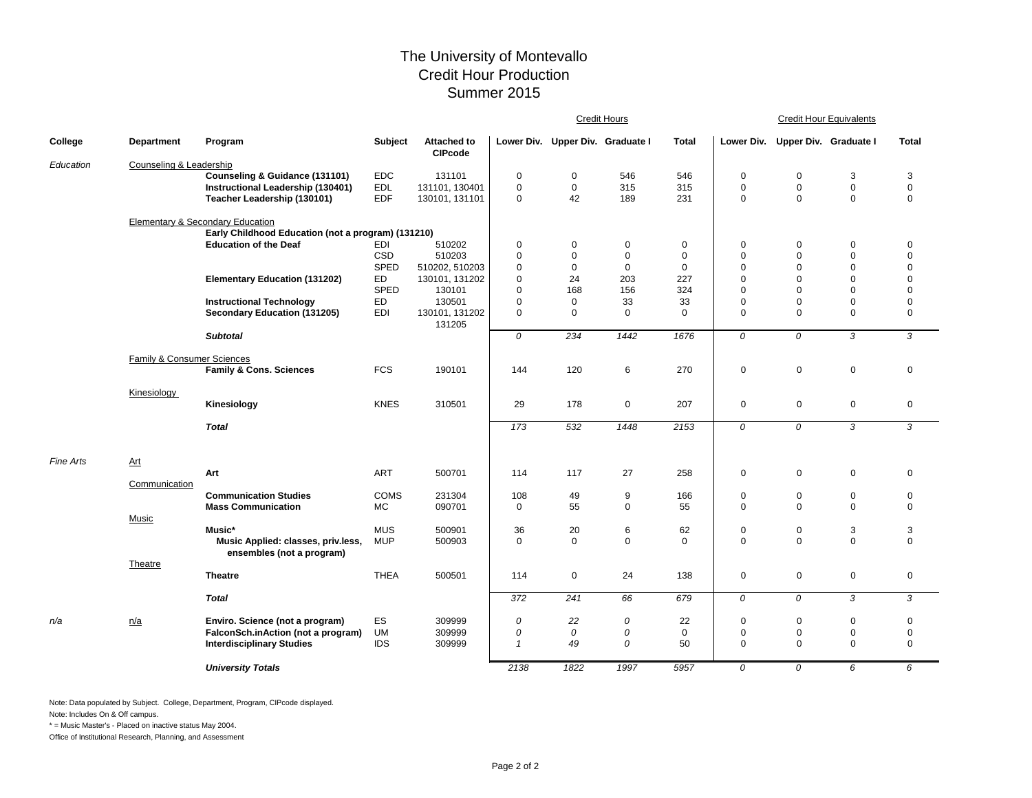# The University of Montevallo
## Credit Hour Production
## Summer 2015

| College | Department | Program | Subject | Attached to CIPcode | Credit Hours: Lower Div. | Upper Div. | Graduate I | Total | Credit Hour Equivalents: Lower Div. | Upper Div. | Graduate I | Total |
|---|---|---|---|---|---|---|---|---|---|---|---|---|
| *Education* | Counseling & Leadership | | | | | | | | | | | |
| | | **Counseling & Guidance (131101)** | EDC | 131101 | 0 | 0 | 546 | 546 | 0 | 0 | 3 | 3 |
| | | **Instructional Leadership (130401)** | EDL | 131101, 130401 | 0 | 0 | 315 | 315 | 0 | 0 | 0 | 0 |
| | | **Teacher Leadership (130101)** | EDF | 130101, 131101 | 0 | 42 | 189 | 231 | 0 | 0 | 0 | 0 |
| | Elementary & Secondary Education | | | | | | | | | | | |
| | | **Early Childhood Education (not a program) (131210)** | | | | | | | | | | |
| | | **Education of the Deaf** | EDI | 510202 | 0 | 0 | 0 | 0 | 0 | 0 | 0 | 0 |
| | | | CSD | 510203 | 0 | 0 | 0 | 0 | 0 | 0 | 0 | 0 |
| | | | SPED | 510202, 510203 | 0 | 0 | 0 | 0 | 0 | 0 | 0 | 0 |
| | | **Elementary Education (131202)** | ED | 130101, 131202 | 0 | 24 | 203 | 227 | 0 | 0 | 0 | 0 |
| | | | SPED | 130101 | 0 | 168 | 156 | 324 | 0 | 0 | 0 | 0 |
| | | **Instructional Technology** | ED | 130501 | 0 | 0 | 33 | 33 | 0 | 0 | 0 | 0 |
| | | **Secondary Education (131205)** | EDI | 130101, 131202 131205 | 0 | 0 | 0 | 0 | 0 | 0 | 0 | 0 |
| | | ***Subtotal*** | | | *0* | *234* | *1442* | *1676* | *0* | *0* | *3* | *3* |
| | Family & Consumer Sciences | | | | | | | | | | | |
| | | **Family & Cons. Sciences** | FCS | 190101 | 144 | 120 | 6 | 270 | 0 | 0 | 0 | 0 |
| | Kinesiology | | | | | | | | | | | |
| | | **Kinesiology** | KNES | 310501 | 29 | 178 | 0 | 207 | 0 | 0 | 0 | 0 |
| | | ***Total*** | | | *173* | *532* | *1448* | *2153* | *0* | *0* | *3* | *3* |
| *Fine Arts* | Art | | | | | | | | | | | |
| | | **Art** | ART | 500701 | 114 | 117 | 27 | 258 | 0 | 0 | 0 | 0 |
| | Communication | | | | | | | | | | | |
| | | **Communication Studies** | COMS | 231304 | 108 | 49 | 9 | 166 | 0 | 0 | 0 | 0 |
| | | **Mass Communication** | MC | 090701 | 0 | 55 | 0 | 55 | 0 | 0 | 0 | 0 |
| | Music | | | | | | | | | | | |
| | | **Music*** | MUS | 500901 | 36 | 20 | 6 | 62 | 0 | 0 | 3 | 3 |
| | | **Music Applied: classes, priv.less, ensembles (not a program)** | MUP | 500903 | 0 | 0 | 0 | 0 | 0 | 0 | 0 | 0 |
| | Theatre | | | | | | | | | | | |
| | | **Theatre** | THEA | 500501 | 114 | 0 | 24 | 138 | 0 | 0 | 0 | 0 |
| | | ***Total*** | | | *372* | *241* | *66* | *679* | *0* | *0* | *3* | *3* |
| *n/a* | n/a | **Enviro. Science (not a program)** | ES | 309999 | *0* | *22* | *0* | 22 | 0 | 0 | 0 | 0 |
| | | **FalconSch.inAction (not a program)** | UM | 309999 | *0* | *0* | *0* | 0 | 0 | 0 | 0 | 0 |
| | | **Interdisciplinary Studies** | IDS | 309999 | *1* | *49* | *0* | 50 | 0 | 0 | 0 | 0 |
| | | ***University Totals*** | | | *2138* | *1822* | *1997* | *5957* | *0* | *0* | *6* | *6* |

Note: Data populated by Subject. College, Department, Program, CIPcode displayed.

Note: Includes On & Off campus.

* = Music Master's - Placed on inactive status May 2004.

Office of Institutional Research, Planning, and Assessment